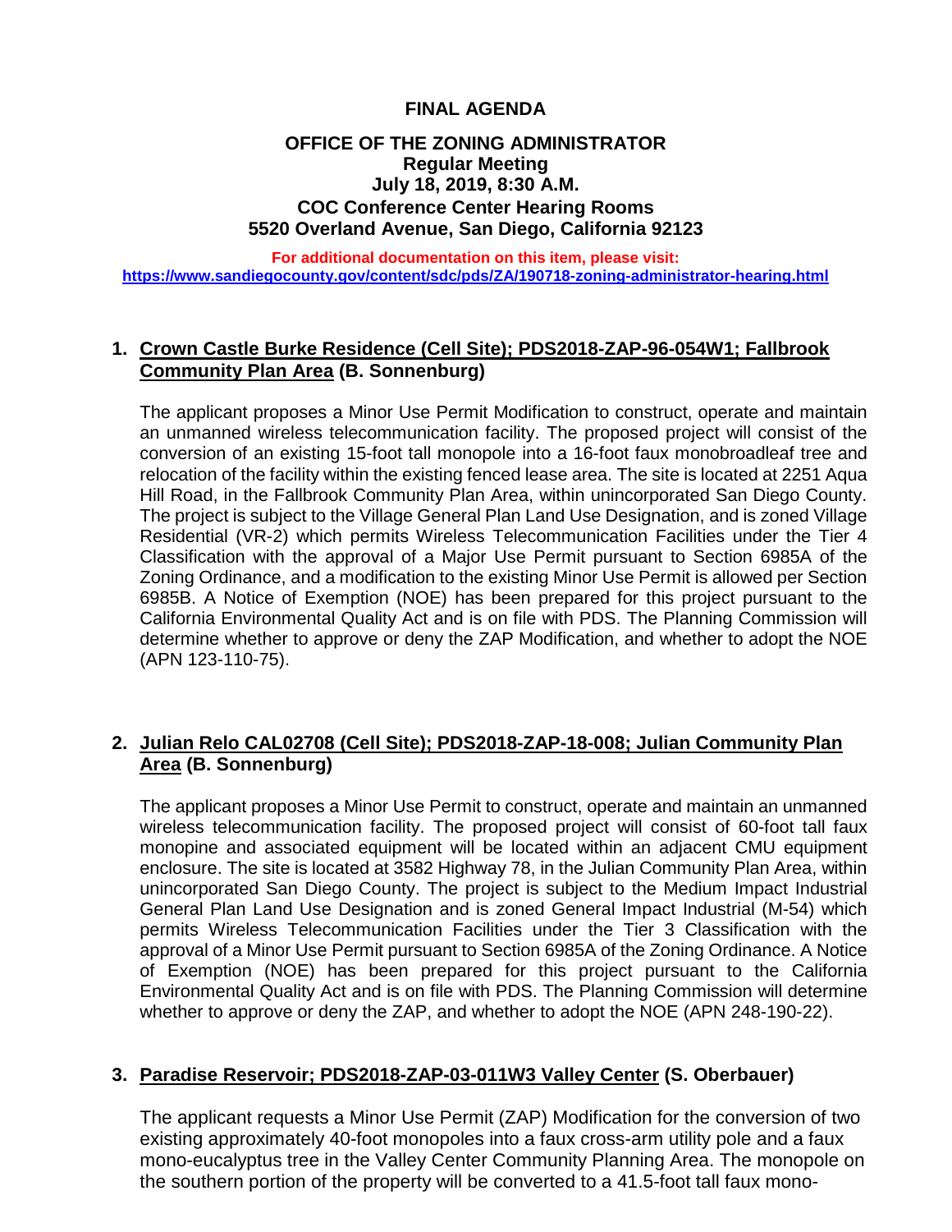# FINAL AGENDA

## OFFICE OF THE ZONING ADMINISTRATOR

**Regular Meeting**
**July 18, 2019, 8:30 A.M.**
**COC Conference Center Hearing Rooms**
**5520 Overland Avenue, San Diego, California 92123**

**For additional documentation on this item, please visit:**
**https://www.sandiegocounty.gov/content/sdc/pds/ZA/190718-zoning-administrator-hearing.html**

### 1. Crown Castle Burke Residence (Cell Site); PDS2018-ZAP-96-054W1; Fallbrook Community Plan Area (B. Sonnenburg)

The applicant proposes a Minor Use Permit Modification to construct, operate and maintain an unmanned wireless telecommunication facility. The proposed project will consist of the conversion of an existing 15-foot tall monopole into a 16-foot faux monobroadleaf tree and relocation of the facility within the existing fenced lease area. The site is located at 2251 Aqua Hill Road, in the Fallbrook Community Plan Area, within unincorporated San Diego County. The project is subject to the Village General Plan Land Use Designation, and is zoned Village Residential (VR-2) which permits Wireless Telecommunication Facilities under the Tier 4 Classification with the approval of a Major Use Permit pursuant to Section 6985A of the Zoning Ordinance, and a modification to the existing Minor Use Permit is allowed per Section 6985B. A Notice of Exemption (NOE) has been prepared for this project pursuant to the California Environmental Quality Act and is on file with PDS. The Planning Commission will determine whether to approve or deny the ZAP Modification, and whether to adopt the NOE (APN 123-110-75).

### 2. Julian Relo CAL02708 (Cell Site); PDS2018-ZAP-18-008; Julian Community Plan Area (B. Sonnenburg)

The applicant proposes a Minor Use Permit to construct, operate and maintain an unmanned wireless telecommunication facility. The proposed project will consist of 60-foot tall faux monopine and associated equipment will be located within an adjacent CMU equipment enclosure. The site is located at 3582 Highway 78, in the Julian Community Plan Area, within unincorporated San Diego County. The project is subject to the Medium Impact Industrial General Plan Land Use Designation and is zoned General Impact Industrial (M-54) which permits Wireless Telecommunication Facilities under the Tier 3 Classification with the approval of a Minor Use Permit pursuant to Section 6985A of the Zoning Ordinance. A Notice of Exemption (NOE) has been prepared for this project pursuant to the California Environmental Quality Act and is on file with PDS. The Planning Commission will determine whether to approve or deny the ZAP, and whether to adopt the NOE (APN 248-190-22).

### 3. Paradise Reservoir; PDS2018-ZAP-03-011W3 Valley Center (S. Oberbauer)

The applicant requests a Minor Use Permit (ZAP) Modification for the conversion of two existing approximately 40-foot monopoles into a faux cross-arm utility pole and a faux mono-eucalyptus tree in the Valley Center Community Planning Area. The monopole on the southern portion of the property will be converted to a 41.5-foot tall faux mono-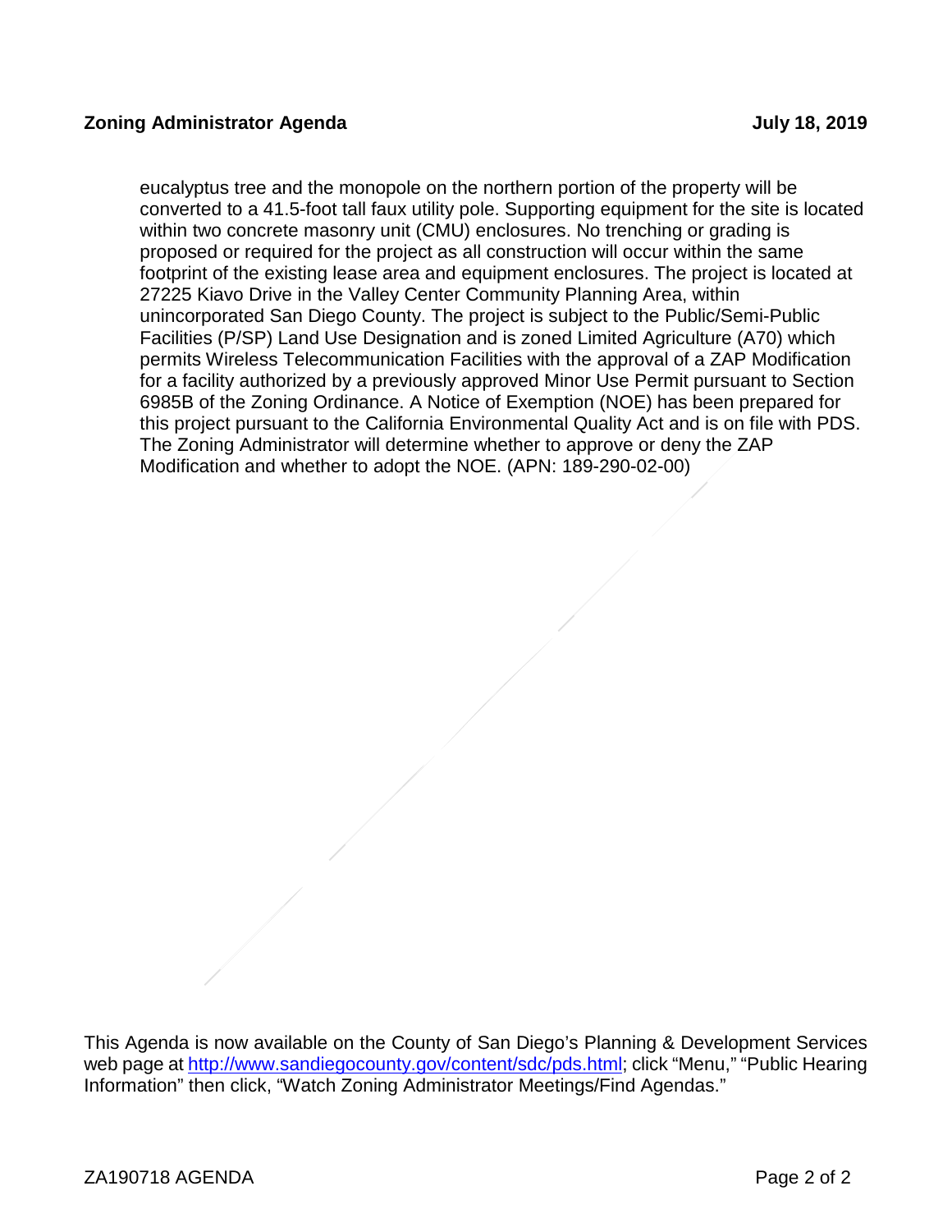eucalyptus tree and the monopole on the northern portion of the property will be converted to a 41.5-foot tall faux utility pole. Supporting equipment for the site is located within two concrete masonry unit (CMU) enclosures. No trenching or grading is proposed or required for the project as all construction will occur within the same footprint of the existing lease area and equipment enclosures. The project is located at 27225 Kiavo Drive in the Valley Center Community Planning Area, within unincorporated San Diego County. The project is subject to the Public/Semi-Public Facilities (P/SP) Land Use Designation and is zoned Limited Agriculture (A70) which permits Wireless Telecommunication Facilities with the approval of a ZAP Modification for a facility authorized by a previously approved Minor Use Permit pursuant to Section 6985B of the Zoning Ordinance. A Notice of Exemption (NOE) has been prepared for this project pursuant to the California Environmental Quality Act and is on file with PDS. The Zoning Administrator will determine whether to approve or deny the ZAP Modification and whether to adopt the NOE. (APN: 189-290-02-00)

This Agenda is now available on the County of San Diego's Planning & Development Services web page at [http://www.sandiegocounty.gov/content/sdc/pds.html](http://www.sandiegocounty.gov/content/sdc/pds.html); click "Menu," "Public Hearing Information" then click, "Watch Zoning Administrator Meetings/Find Agendas."